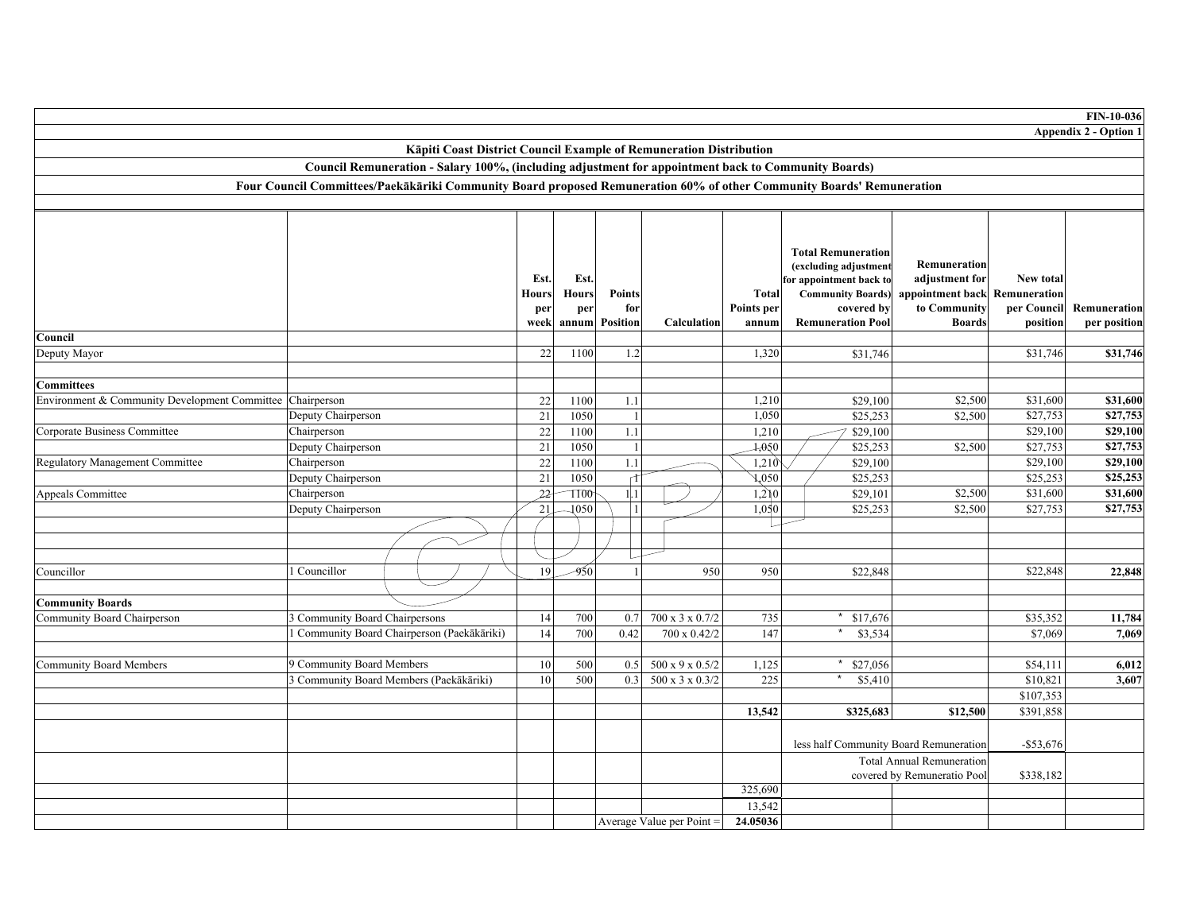FIN-10-036

Appendix 2 - Option 1

## Kāpiti Coast District Council Example of Remuneration Distribution

### Council Remuneration - Salary 100%, (including adjustment for appointment back to Community Boards)

### Four Council Committees/Paekākāriki Community Board proposed Remuneration 60% of other Community Boards' Remuneration

| | | Est. Hours per week | Est. Hours per annum | Points for Position | Calculation | Total Points per annum | Total Remuneration (excluding adjustment for appointment back to Community Boards) covered by Remuneration Pool | Remuneration adjustment for appointment back to Community Boards | New total Remuneration per Council position | Remuneration per position |
|---|---|---|---|---|---|---|---|---|---|---|
| **Council** | | | | | | | | | | |
| Deputy Mayor | | 22 | 1100 | 1.2 | | 1,320 | $31,746 | | $31,746 | **$31,746** |
| | | | | | | | | | | |
| **Committees** | | | | | | | | | | |
| Environment & Community Development Committee | Chairperson | 22 | 1100 | 1.1 | | 1,210 | $29,100 | $2,500 | $31,600 | **$31,600** |
| | Deputy Chairperson | 21 | 1050 | 1 | | 1,050 | $25,253 | $2,500 | $27,753 | **$27,753** |
| Corporate Business Committee | Chairperson | 22 | 1100 | 1.1 | | 1,210 | $29,100 | | $29,100 | **$29,100** |
| | Deputy Chairperson | 21 | 1050 | 1 | | 1,050 | $25,253 | $2,500 | $27,753 | **$27,753** |
| Regulatory Management Committee | Chairperson | 22 | 1100 | 1.1 | | 1,210 | $29,100 | | $29,100 | **$29,100** |
| | Deputy Chairperson | 21 | 1050 | 1 | | 1,050 | $25,253 | | $25,253 | **$25,253** |
| Appeals Committee | Chairperson | 22 | 1100 | 1.1 | | 1,210 | $29,101 | $2,500 | $31,600 | **$31,600** |
| | Deputy Chairperson | 21 | 1050 | 1 | | 1,050 | $25,253 | $2,500 | $27,753 | **$27,753** |
| | | | | | | | | | | |
| Councillor | 1 Councillor | 19 | 950 | 1 | 950 | 950 | $22,848 | | $22,848 | **22,848** |
| | | | | | | | | | | |
| **Community Boards** | | | | | | | | | | |
| Community Board Chairperson | 3 Community Board Chairpersons | 14 | 700 | 0.7 | 700 x 3 x 0.7/2 | 735 | * $17,676 | | $35,352 | **11,784** |
| | 1 Community Board Chairperson (Paekākāriki) | 14 | 700 | 0.42 | 700 x 0.42/2 | 147 | * $3,534 | | $7,069 | **7,069** |
| | | | | | | | | | | |
| Community Board Members | 9 Community Board Members | 10 | 500 | 0.5 | 500 x 9 x 0.5/2 | 1,125 | * $27,056 | | $54,111 | **6,012** |
| | 3 Community Board Members (Paekākāriki) | 10 | 500 | 0.3 | 500 x 3 x 0.3/2 | 225 | * $5,410 | | $10,821 | **3,607** |
| | | | | | | | | | $107,353 | |
| | | | | | | **13,542** | **$325,683** | **$12,500** | $391,858 | |
| | | | | | | | less half Community Board Remuneration | | -$53,676 | |
| | | | | | | | Total Annual Remuneration covered by Remuneratio Pool | | $338,182 | |
| | | | | | | 325,690 | | | | |
| | | | | | | 13,542 | | | | |
| | | | | Average Value per Point = | | **24.05036** | | | | |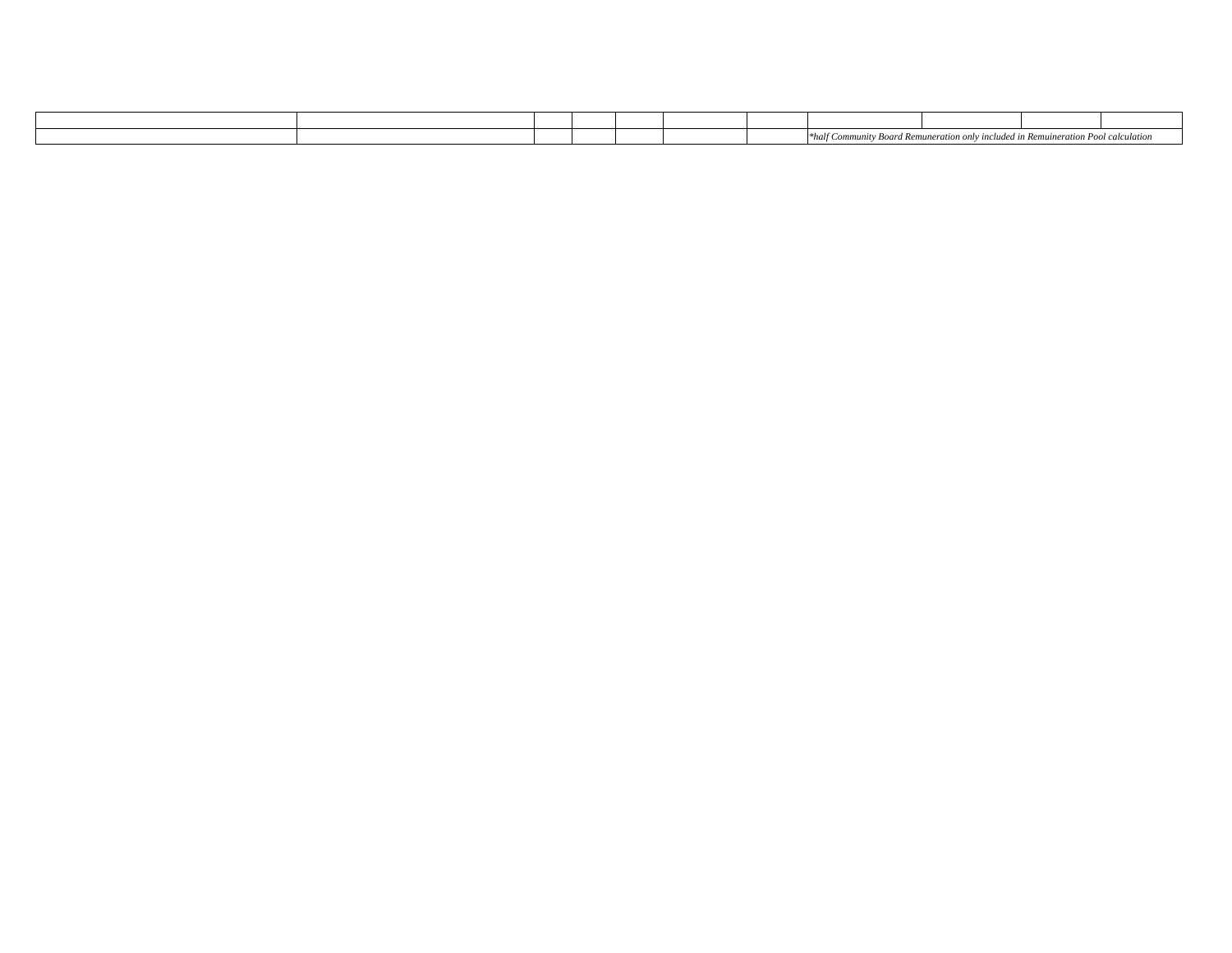| | | | | | | | | | | |
|---|---|---|---|---|---|---|---|---|---|---|
| | | | | | | | | | | |
| | | | | | | | *\*half Community Board Remuneration only included in Remuineration Pool calculation* | | | |